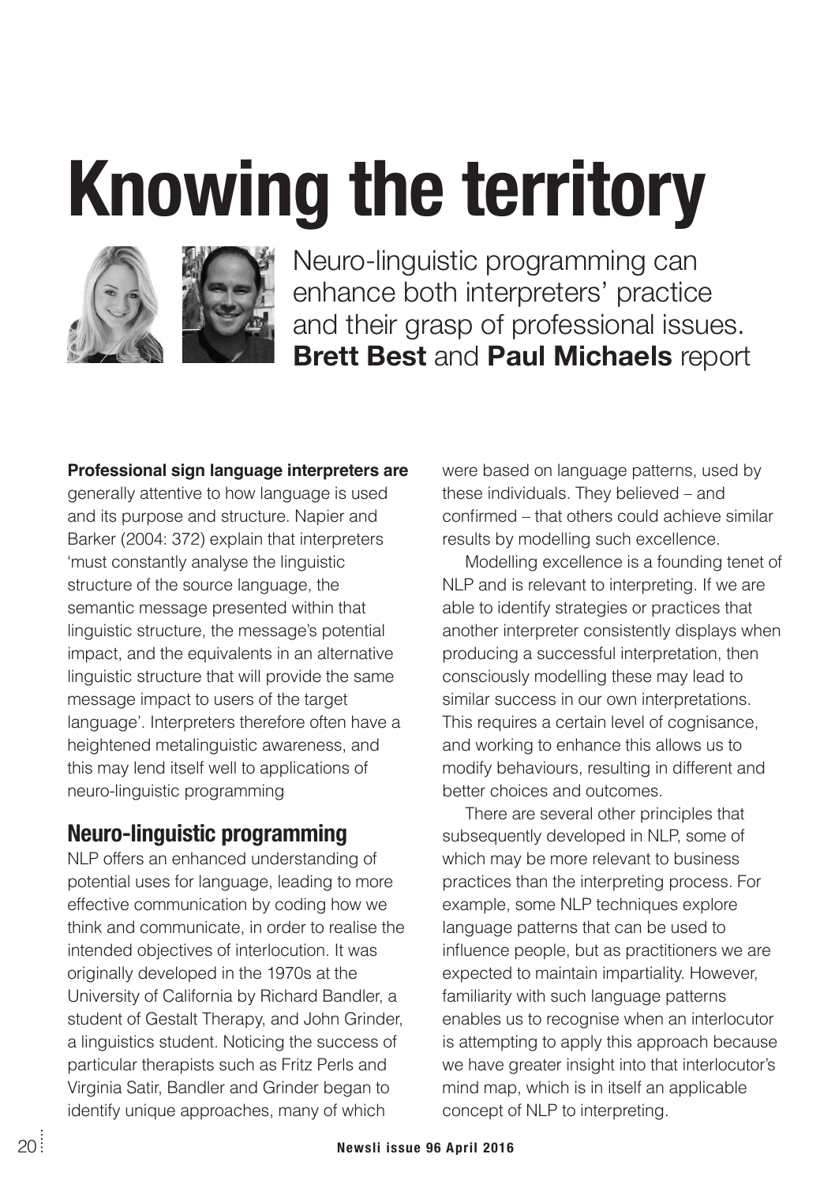# Knowing the territory

Neuro-linguistic programming can enhance both interpreters' practice and their grasp of professional issues. **Brett Best** and **Paul Michaels** report

**Professional sign language interpreters are** generally attentive to how language is used and its purpose and structure. Napier and Barker (2004: 372) explain that interpreters 'must constantly analyse the linguistic structure of the source language, the semantic message presented within that linguistic structure, the message's potential impact, and the equivalents in an alternative linguistic structure that will provide the same message impact to users of the target language'. Interpreters therefore often have a heightened metalinguistic awareness, and this may lend itself well to applications of neuro-linguistic programming

## Neuro-linguistic programming

NLP offers an enhanced understanding of potential uses for language, leading to more effective communication by coding how we think and communicate, in order to realise the intended objectives of interlocution. It was originally developed in the 1970s at the University of California by Richard Bandler, a student of Gestalt Therapy, and John Grinder, a linguistics student. Noticing the success of particular therapists such as Fritz Perls and Virginia Satir, Bandler and Grinder began to identify unique approaches, many of which were based on language patterns, used by these individuals. They believed – and confirmed – that others could achieve similar results by modelling such excellence.

Modelling excellence is a founding tenet of NLP and is relevant to interpreting. If we are able to identify strategies or practices that another interpreter consistently displays when producing a successful interpretation, then consciously modelling these may lead to similar success in our own interpretations. This requires a certain level of cognisance, and working to enhance this allows us to modify behaviours, resulting in different and better choices and outcomes.

There are several other principles that subsequently developed in NLP, some of which may be more relevant to business practices than the interpreting process. For example, some NLP techniques explore language patterns that can be used to influence people, but as practitioners we are expected to maintain impartiality. However, familiarity with such language patterns enables us to recognise when an interlocutor is attempting to apply this approach because we have greater insight into that interlocutor's mind map, which is in itself an applicable concept of NLP to interpreting.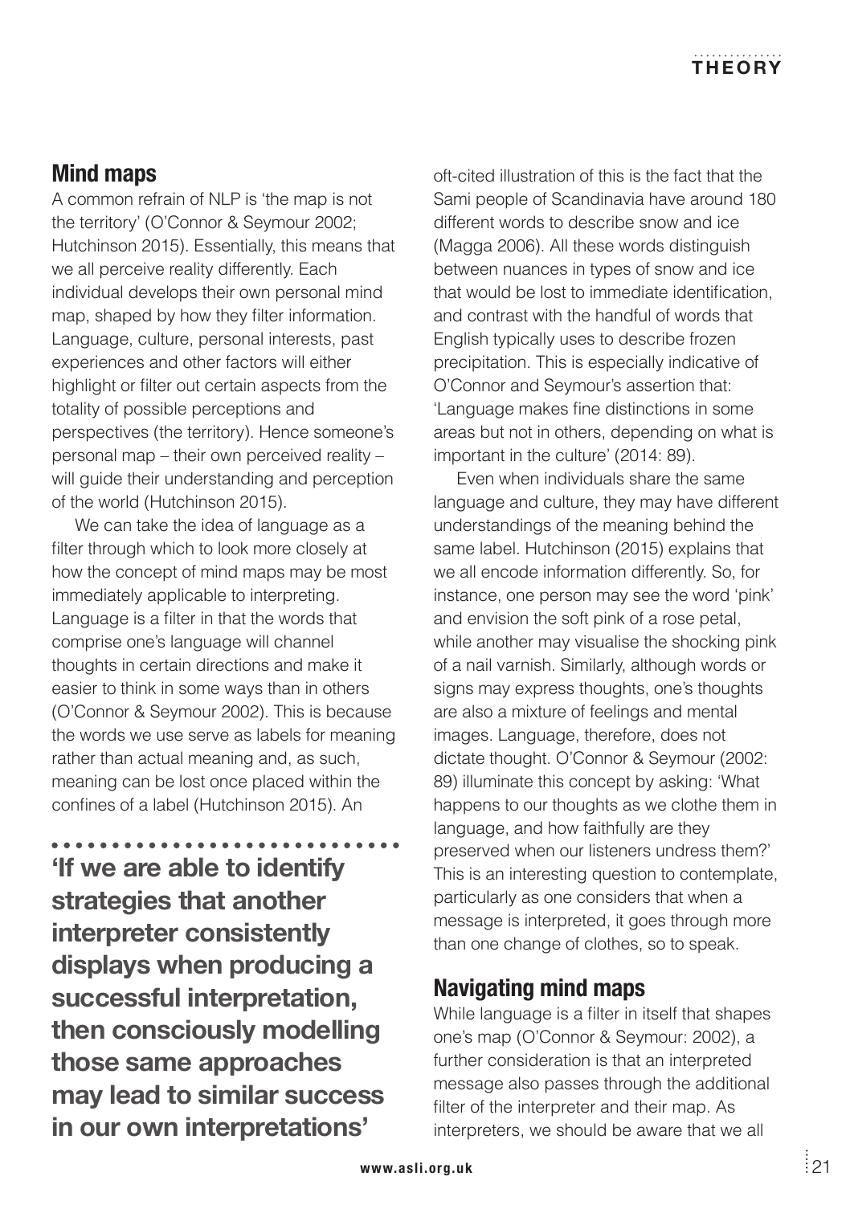## Mind maps

A common refrain of NLP is 'the map is not the territory' (O'Connor & Seymour 2002; Hutchinson 2015). Essentially, this means that we all perceive reality differently. Each individual develops their own personal mind map, shaped by how they filter information. Language, culture, personal interests, past experiences and other factors will either highlight or filter out certain aspects from the totality of possible perceptions and perspectives (the territory). Hence someone's personal map – their own perceived reality – will guide their understanding and perception of the world (Hutchinson 2015).

We can take the idea of language as a filter through which to look more closely at how the concept of mind maps may be most immediately applicable to interpreting. Language is a filter in that the words that comprise one's language will channel thoughts in certain directions and make it easier to think in some ways than in others (O'Connor & Seymour 2002). This is because the words we use serve as labels for meaning rather than actual meaning and, as such, meaning can be lost once placed within the confines of a label (Hutchinson 2015). An oft-cited illustration of this is the fact that the Sami people of Scandinavia have around 180 different words to describe snow and ice (Magga 2006). All these words distinguish between nuances in types of snow and ice that would be lost to immediate identification, and contrast with the handful of words that English typically uses to describe frozen precipitation. This is especially indicative of O'Connor and Seymour's assertion that: 'Language makes fine distinctions in some areas but not in others, depending on what is important in the culture' (2014: 89).

**'If we are able to identify strategies that another interpreter consistently displays when producing a successful interpretation, then consciously modelling those same approaches may lead to similar success in our own interpretations'**

Even when individuals share the same language and culture, they may have different understandings of the meaning behind the same label. Hutchinson (2015) explains that we all encode information differently. So, for instance, one person may see the word 'pink' and envision the soft pink of a rose petal, while another may visualise the shocking pink of a nail varnish. Similarly, although words or signs may express thoughts, one's thoughts are also a mixture of feelings and mental images. Language, therefore, does not dictate thought. O'Connor & Seymour (2002: 89) illuminate this concept by asking: 'What happens to our thoughts as we clothe them in language, and how faithfully are they preserved when our listeners undress them?' This is an interesting question to contemplate, particularly as one considers that when a message is interpreted, it goes through more than one change of clothes, so to speak.

## Navigating mind maps

While language is a filter in itself that shapes one's map (O'Connor & Seymour: 2002), a further consideration is that an interpreted message also passes through the additional filter of the interpreter and their map. As interpreters, we should be aware that we all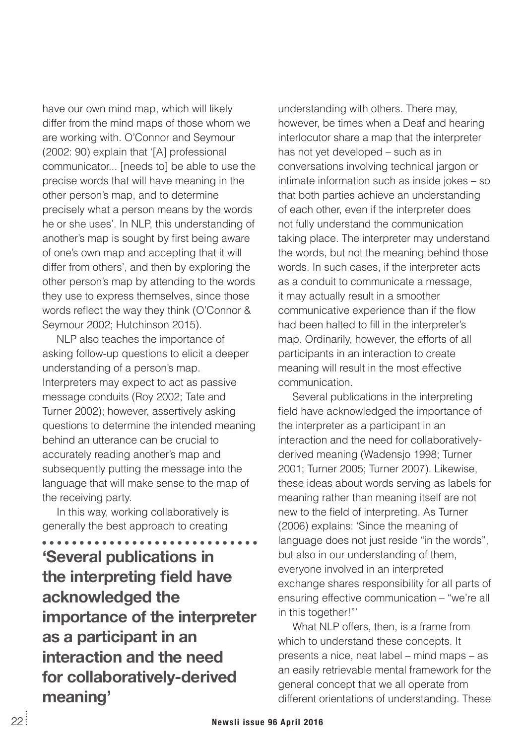have our own mind map, which will likely differ from the mind maps of those whom we are working with. O'Connor and Seymour (2002: 90) explain that '[A] professional communicator... [needs to] be able to use the precise words that will have meaning in the other person's map, and to determine precisely what a person means by the words he or she uses'. In NLP, this understanding of another's map is sought by first being aware of one's own map and accepting that it will differ from others', and then by exploring the other person's map by attending to the words they use to express themselves, since those words reflect the way they think (O'Connor & Seymour 2002; Hutchinson 2015).

NLP also teaches the importance of asking follow-up questions to elicit a deeper understanding of a person's map. Interpreters may expect to act as passive message conduits (Roy 2002; Tate and Turner 2002); however, assertively asking questions to determine the intended meaning behind an utterance can be crucial to accurately reading another's map and subsequently putting the message into the language that will make sense to the map of the receiving party.

In this way, working collaboratively is generally the best approach to creating understanding with others. There may, however, be times when a Deaf and hearing interlocutor share a map that the interpreter has not yet developed – such as in conversations involving technical jargon or intimate information such as inside jokes – so that both parties achieve an understanding of each other, even if the interpreter does not fully understand the communication taking place. The interpreter may understand the words, but not the meaning behind those words. In such cases, if the interpreter acts as a conduit to communicate a message, it may actually result in a smoother communicative experience than if the flow had been halted to fill in the interpreter's map. Ordinarily, however, the efforts of all participants in an interaction to create meaning will result in the most effective communication.

**'Several publications in the interpreting field have acknowledged the importance of the interpreter as a participant in an interaction and the need for collaboratively-derived meaning'**

Several publications in the interpreting field have acknowledged the importance of the interpreter as a participant in an interaction and the need for collaboratively-derived meaning (Wadensjo 1998; Turner 2001; Turner 2005; Turner 2007). Likewise, these ideas about words serving as labels for meaning rather than meaning itself are not new to the field of interpreting. As Turner (2006) explains: 'Since the meaning of language does not just reside "in the words", but also in our understanding of them, everyone involved in an interpreted exchange shares responsibility for all parts of ensuring effective communication – "we're all in this together!"'

What NLP offers, then, is a frame from which to understand these concepts. It presents a nice, neat label – mind maps – as an easily retrievable mental framework for the general concept that we all operate from different orientations of understanding. These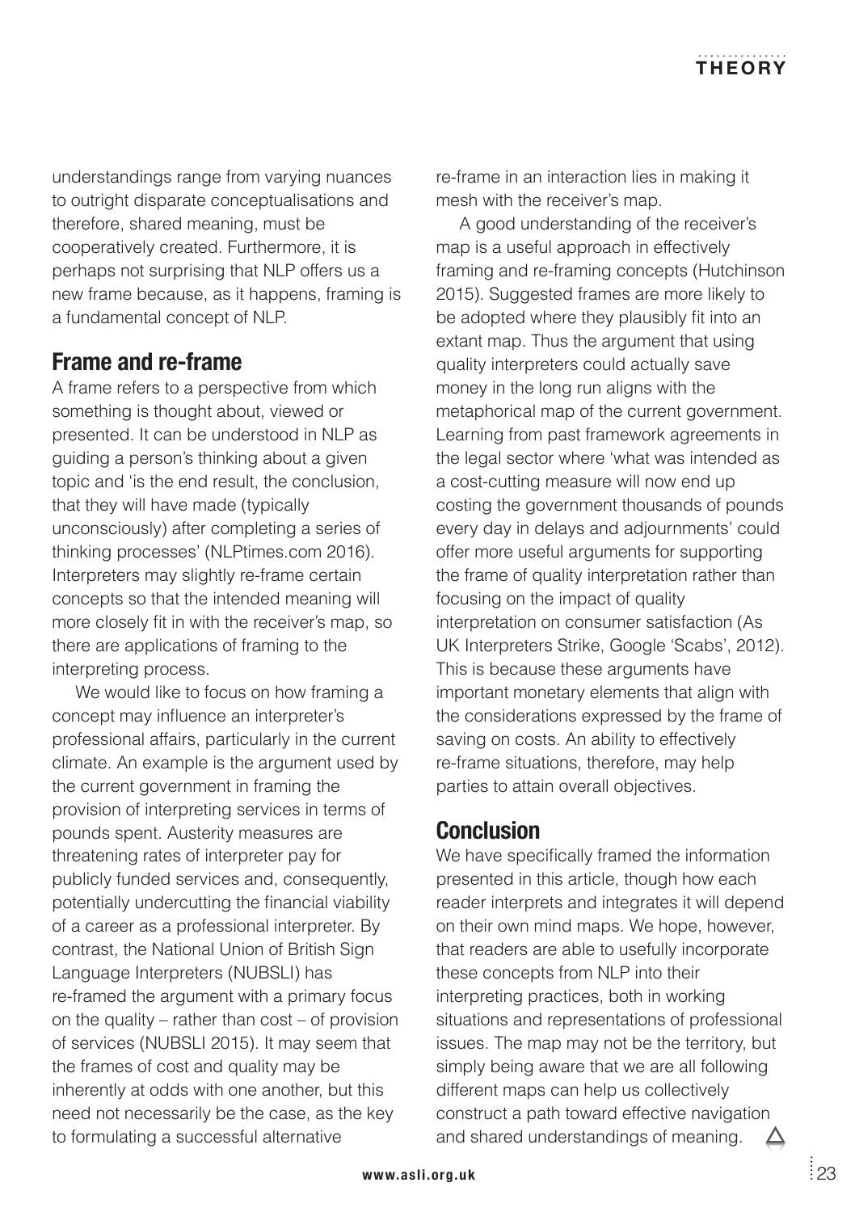understandings range from varying nuances to outright disparate conceptualisations and therefore, shared meaning, must be cooperatively created. Furthermore, it is perhaps not surprising that NLP offers us a new frame because, as it happens, framing is a fundamental concept of NLP.

## Frame and re-frame

A frame refers to a perspective from which something is thought about, viewed or presented. It can be understood in NLP as guiding a person's thinking about a given topic and 'is the end result, the conclusion, that they will have made (typically unconsciously) after completing a series of thinking processes' (NLPtimes.com 2016). Interpreters may slightly re-frame certain concepts so that the intended meaning will more closely fit in with the receiver's map, so there are applications of framing to the interpreting process.

We would like to focus on how framing a concept may influence an interpreter's professional affairs, particularly in the current climate. An example is the argument used by the current government in framing the provision of interpreting services in terms of pounds spent. Austerity measures are threatening rates of interpreter pay for publicly funded services and, consequently, potentially undercutting the financial viability of a career as a professional interpreter. By contrast, the National Union of British Sign Language Interpreters (NUBSLI) has re-framed the argument with a primary focus on the quality – rather than cost – of provision of services (NUBSLI 2015). It may seem that the frames of cost and quality may be inherently at odds with one another, but this need not necessarily be the case, as the key to formulating a successful alternative re-frame in an interaction lies in making it mesh with the receiver's map.

A good understanding of the receiver's map is a useful approach in effectively framing and re-framing concepts (Hutchinson 2015). Suggested frames are more likely to be adopted where they plausibly fit into an extant map. Thus the argument that using quality interpreters could actually save money in the long run aligns with the metaphorical map of the current government. Learning from past framework agreements in the legal sector where 'what was intended as a cost-cutting measure will now end up costing the government thousands of pounds every day in delays and adjournments' could offer more useful arguments for supporting the frame of quality interpretation rather than focusing on the impact of quality interpretation on consumer satisfaction (As UK Interpreters Strike, Google 'Scabs', 2012). This is because these arguments have important monetary elements that align with the considerations expressed by the frame of saving on costs. An ability to effectively re-frame situations, therefore, may help parties to attain overall objectives.

## Conclusion

We have specifically framed the information presented in this article, though how each reader interprets and integrates it will depend on their own mind maps. We hope, however, that readers are able to usefully incorporate these concepts from NLP into their interpreting practices, both in working situations and representations of professional issues. The map may not be the territory, but simply being aware that we are all following different maps can help us collectively construct a path toward effective navigation and shared understandings of meaning.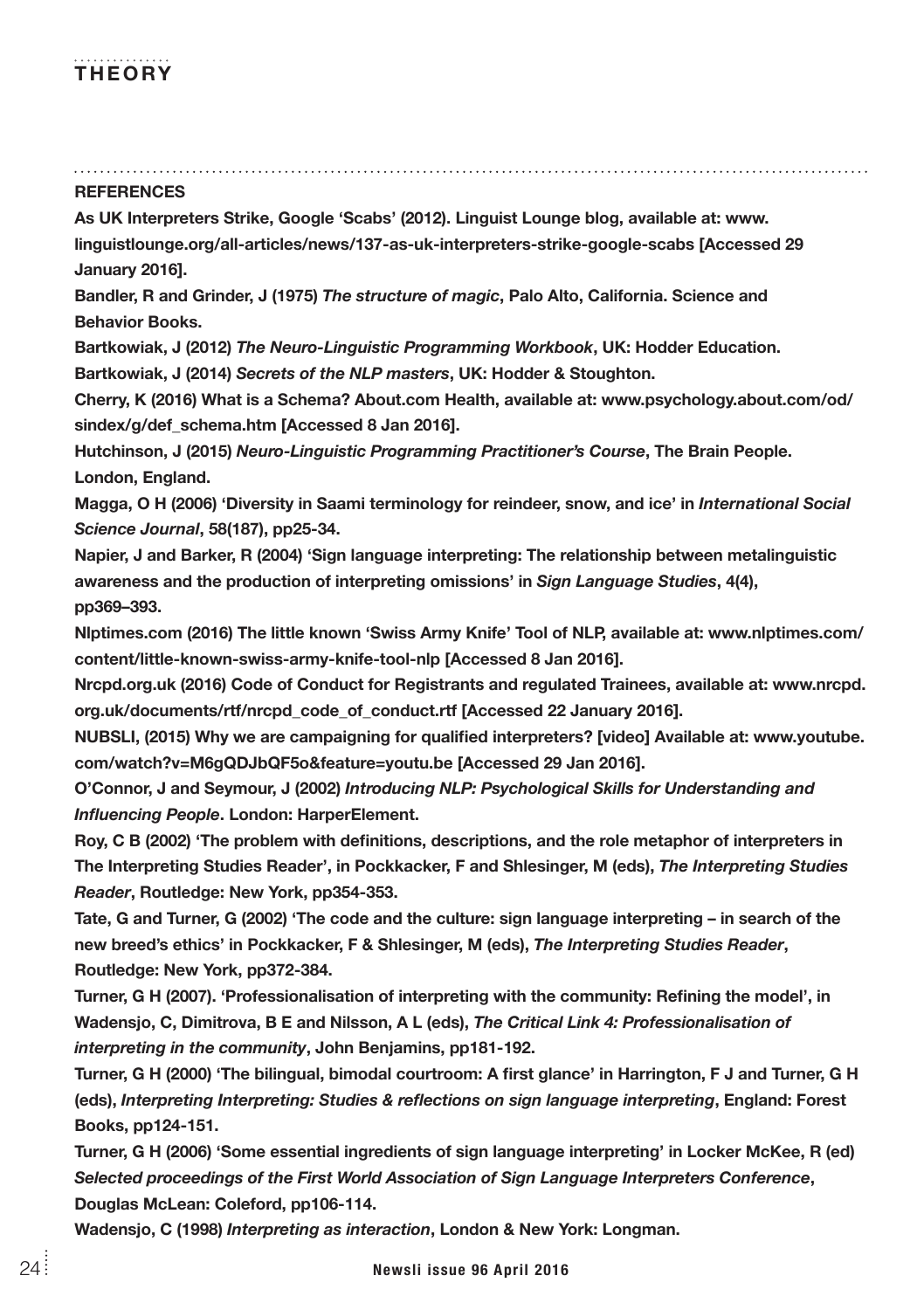## REFERENCES

**As UK Interpreters Strike, Google 'Scabs' (2012). Linguist Lounge blog, available at: www.linguistlounge.org/all-articles/news/137-as-uk-interpreters-strike-google-scabs [Accessed 29 January 2016].**

**Bandler, R and Grinder, J (1975) *The structure of magic*, Palo Alto, California. Science and Behavior Books.**

**Bartkowiak, J (2012) *The Neuro-Linguistic Programming Workbook*, UK: Hodder Education.**

**Bartkowiak, J (2014) *Secrets of the NLP masters*, UK: Hodder & Stoughton.**

**Cherry, K (2016) What is a Schema? About.com Health, available at: www.psychology.about.com/od/sindex/g/def_schema.htm [Accessed 8 Jan 2016].**

**Hutchinson, J (2015) *Neuro-Linguistic Programming Practitioner's Course*, The Brain People. London, England.**

**Magga, O H (2006) 'Diversity in Saami terminology for reindeer, snow, and ice' in *International Social Science Journal*, 58(187), pp25-34.**

**Napier, J and Barker, R (2004) 'Sign language interpreting: The relationship between metalinguistic awareness and the production of interpreting omissions' in *Sign Language Studies*, 4(4), pp369–393.**

**Nlptimes.com (2016) The little known 'Swiss Army Knife' Tool of NLP, available at: www.nlptimes.com/content/little-known-swiss-army-knife-tool-nlp [Accessed 8 Jan 2016].**

**Nrcpd.org.uk (2016) Code of Conduct for Registrants and regulated Trainees, available at: www.nrcpd.org.uk/documents/rtf/nrcpd_code_of_conduct.rtf [Accessed 22 January 2016].**

**NUBSLI, (2015) Why we are campaigning for qualified interpreters? [video] Available at: www.youtube.com/watch?v=M6gQDJbQF5o&feature=youtu.be [Accessed 29 Jan 2016].**

**O'Connor, J and Seymour, J (2002) *Introducing NLP: Psychological Skills for Understanding and Influencing People*. London: HarperElement.**

**Roy, C B (2002) 'The problem with definitions, descriptions, and the role metaphor of interpreters in The Interpreting Studies Reader', in Pockkacker, F and Shlesinger, M (eds), *The Interpreting Studies Reader*, Routledge: New York, pp354-353.**

**Tate, G and Turner, G (2002) 'The code and the culture: sign language interpreting – in search of the new breed's ethics' in Pockkacker, F & Shlesinger, M (eds), *The Interpreting Studies Reader*, Routledge: New York, pp372-384.**

**Turner, G H (2007). 'Professionalisation of interpreting with the community: Refining the model', in Wadensjo, C, Dimitrova, B E and Nilsson, A L (eds), *The Critical Link 4: Professionalisation of interpreting in the community*, John Benjamins, pp181-192.**

**Turner, G H (2000) 'The bilingual, bimodal courtroom: A first glance' in Harrington, F J and Turner, G H (eds), *Interpreting Interpreting: Studies & reflections on sign language interpreting*, England: Forest Books, pp124-151.**

**Turner, G H (2006) 'Some essential ingredients of sign language interpreting' in Locker McKee, R (ed) *Selected proceedings of the First World Association of Sign Language Interpreters Conference*, Douglas McLean: Coleford, pp106-114.**

**Wadensjo, C (1998) *Interpreting as interaction*, London & New York: Longman.**